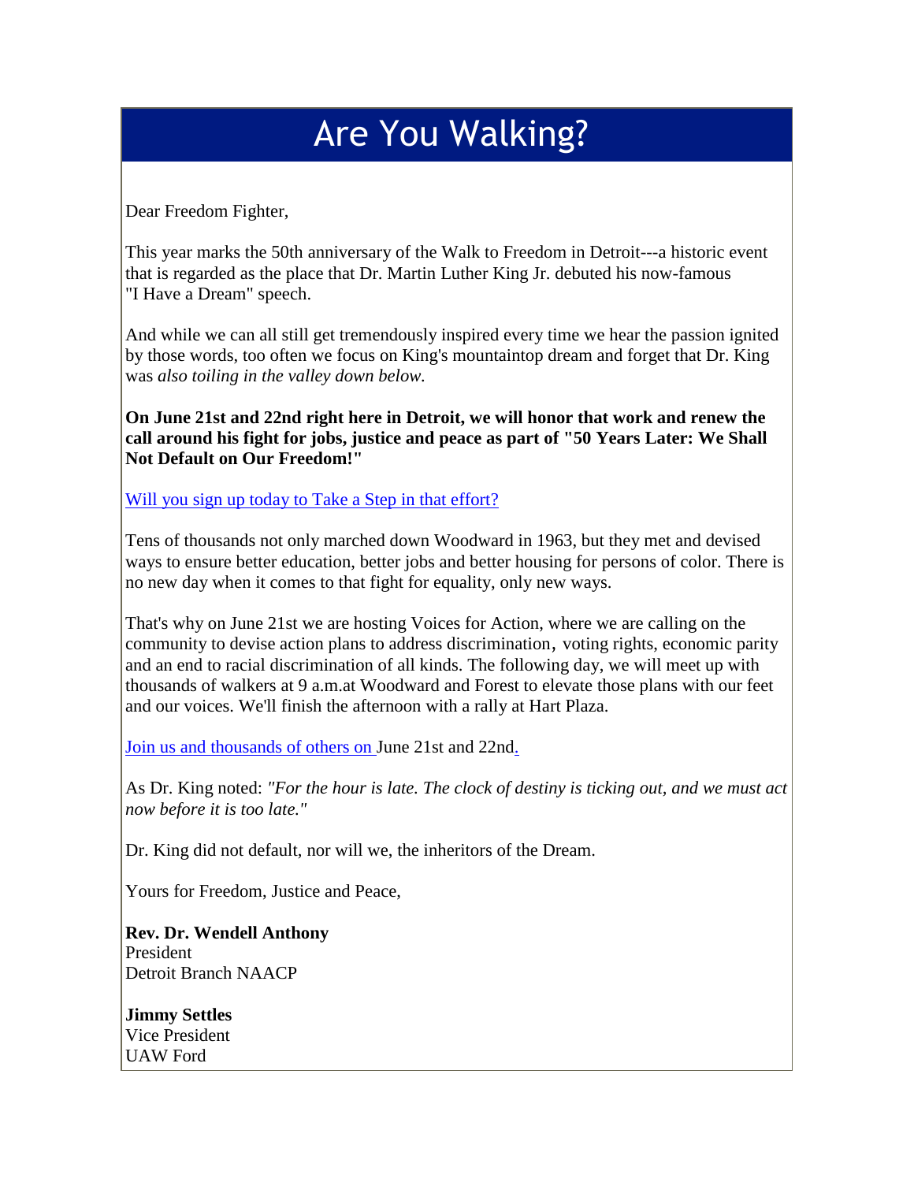# Are You Walking?

Dear Freedom Fighter,

This year marks the 50th anniversary of the Walk to Freedom in Detroit---a historic event that is regarded as the place that Dr. Martin Luther King Jr. debuted his now-famous "I Have a Dream" speech.

And while we can all still get tremendously inspired every time we hear the passion ignited by those words, too often we focus on King's mountaintop dream and forget that Dr. King was *also toiling in the valley down below.*

**On June 21st and 22nd right here in Detroit, we will honor that work and renew the call around his fight for jobs, justice and peace as part of "50 Years Later: We Shall Not Default on Our Freedom!"**

Will you sign up today to Take a Step in that effort?

Tens of thousands not only marched down Woodward in 1963, but they met and devised ways to ensure better education, better jobs and better housing for persons of color. There is no new day when it comes to that fight for equality, only new ways.

That's why on June 21st we are hosting Voices for Action, where we are calling on the community to devise action plans to address discrimination, voting rights, economic parity and an end to racial discrimination of all kinds. The following day, we will meet up with thousands of walkers at 9 a.m.at Woodward and Forest to elevate those plans with our feet and our voices. We'll finish the afternoon with a rally at Hart Plaza.

Join us and thousands of others on June 21st and 22nd.

As Dr. King noted: *"For the hour is late. The clock of destiny is ticking out, and we must act now before it is too late."*

Dr. King did not default, nor will we, the inheritors of the Dream.

Yours for Freedom, Justice and Peace,

**Rev. Dr. Wendell Anthony**
President
Detroit Branch NAACP

**Jimmy Settles**
Vice President
UAW Ford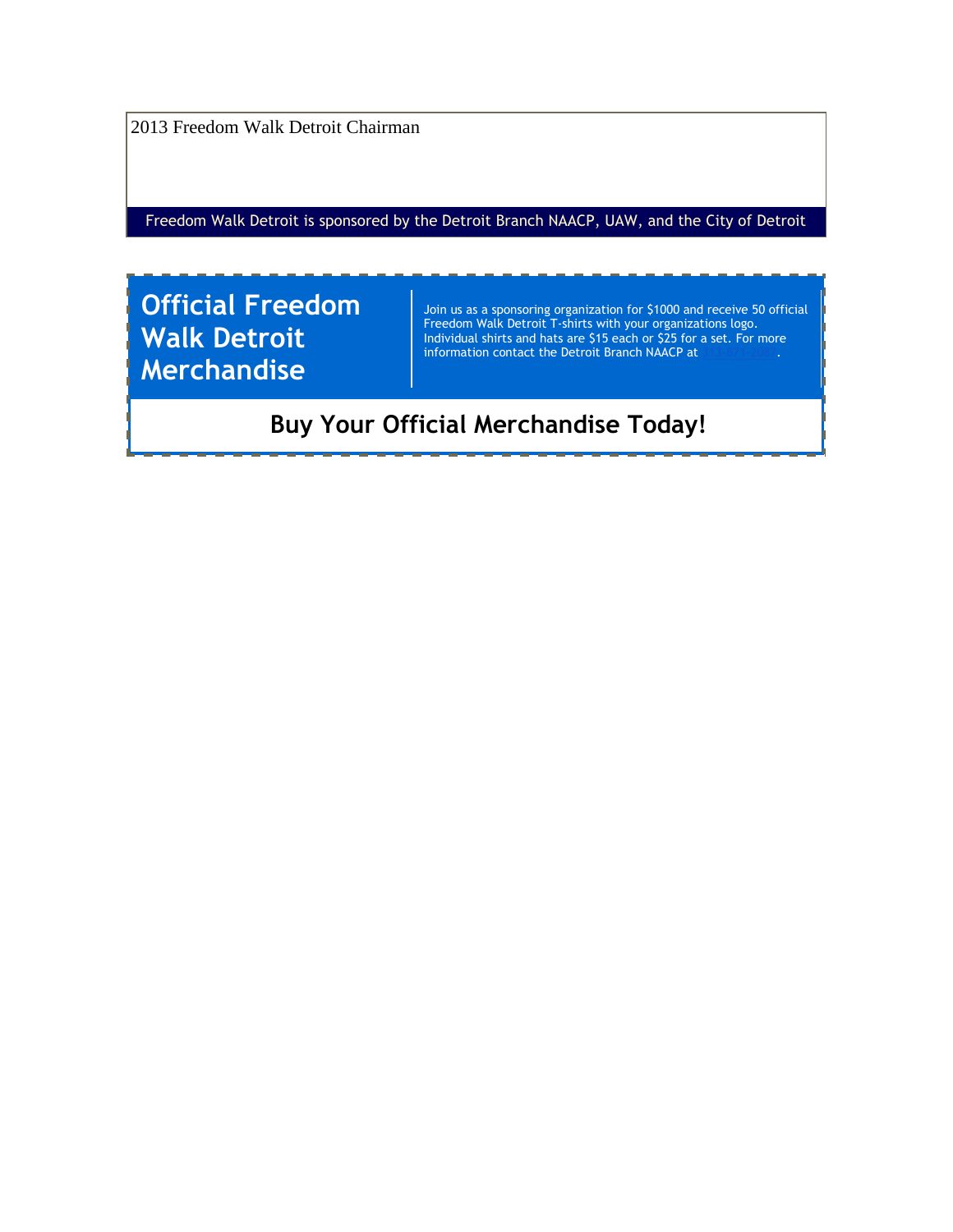2013 Freedom Walk Detroit Chairman

Freedom Walk Detroit is sponsored by the Detroit Branch NAACP, UAW, and the City of Detroit

## Official Freedom Walk Detroit Merchandise

Join us as a sponsoring organization for $1000 and receive 50 official Freedom Walk Detroit T-shirts with your organizations logo. Individual shirts and hats are $15 each or $25 for a set. For more information contact the Detroit Branch NAACP at 313-871-2087.

## Buy Your Official Merchandise Today!